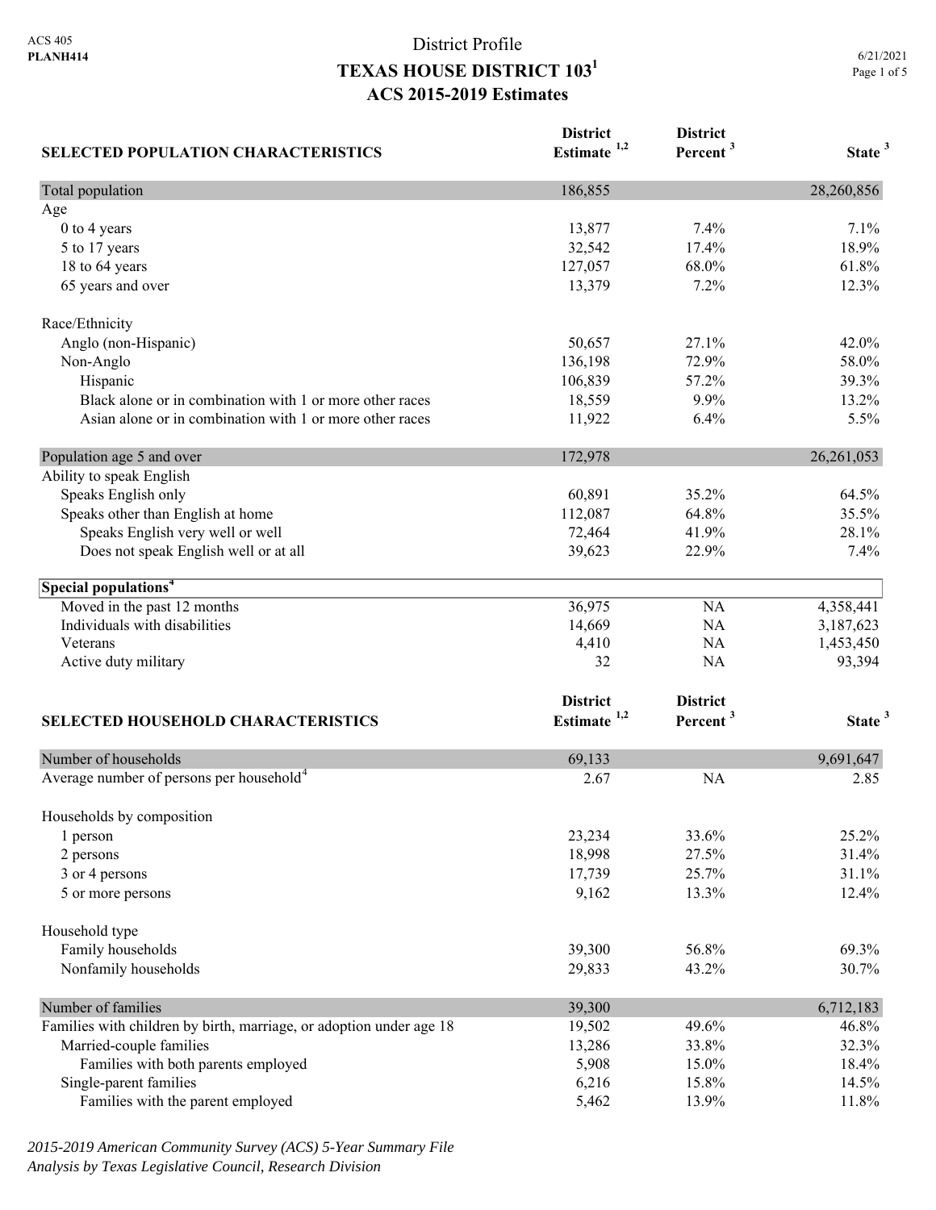ACS 405
**PLANH414**

# District Profile
## TEXAS HOUSE DISTRICT 103[1]
## ACS 2015-2019 Estimates

6/21/2021

| SELECTED POPULATION CHARACTERISTICS | District Estimate [1,2] | District Percent [3] | State [3] |
|---|---|---|---|
| Total population | 186,855 | | 28,260,856 |
| Age | | | |
| 0 to 4 years | 13,877 | 7.4% | 7.1% |
| 5 to 17 years | 32,542 | 17.4% | 18.9% |
| 18 to 64 years | 127,057 | 68.0% | 61.8% |
| 65 years and over | 13,379 | 7.2% | 12.3% |
| Race/Ethnicity | | | |
| Anglo (non-Hispanic) | 50,657 | 27.1% | 42.0% |
| Non-Anglo | 136,198 | 72.9% | 58.0% |
| Hispanic | 106,839 | 57.2% | 39.3% |
| Black alone or in combination with 1 or more other races | 18,559 | 9.9% | 13.2% |
| Asian alone or in combination with 1 or more other races | 11,922 | 6.4% | 5.5% |
| Population age 5 and over | 172,978 | | 26,261,053 |
| Ability to speak English | | | |
| Speaks English only | 60,891 | 35.2% | 64.5% |
| Speaks other than English at home | 112,087 | 64.8% | 35.5% |
| Speaks English very well or well | 72,464 | 41.9% | 28.1% |
| Does not speak English well or at all | 39,623 | 22.9% | 7.4% |
| **Special populations[4]** | | | |
| Moved in the past 12 months | 36,975 | NA | 4,358,441 |
| Individuals with disabilities | 14,669 | NA | 3,187,623 |
| Veterans | 4,410 | NA | 1,453,450 |
| Active duty military | 32 | NA | 93,394 |

| SELECTED HOUSEHOLD CHARACTERISTICS | District Estimate [1,2] | District Percent [3] | State [3] |
|---|---|---|---|
| Number of households | 69,133 | | 9,691,647 |
| Average number of persons per household[4] | 2.67 | NA | 2.85 |
| Households by composition | | | |
| 1 person | 23,234 | 33.6% | 25.2% |
| 2 persons | 18,998 | 27.5% | 31.4% |
| 3 or 4 persons | 17,739 | 25.7% | 31.1% |
| 5 or more persons | 9,162 | 13.3% | 12.4% |
| Household type | | | |
| Family households | 39,300 | 56.8% | 69.3% |
| Nonfamily households | 29,833 | 43.2% | 30.7% |
| Number of families | 39,300 | | 6,712,183 |
| Families with children by birth, marriage, or adoption under age 18 | 19,502 | 49.6% | 46.8% |
| Married-couple families | 13,286 | 33.8% | 32.3% |
| Families with both parents employed | 5,908 | 15.0% | 18.4% |
| Single-parent families | 6,216 | 15.8% | 14.5% |
| Families with the parent employed | 5,462 | 13.9% | 11.8% |

*2015-2019 American Community Survey (ACS) 5-Year Summary File*
*Analysis by Texas Legislative Council, Research Division*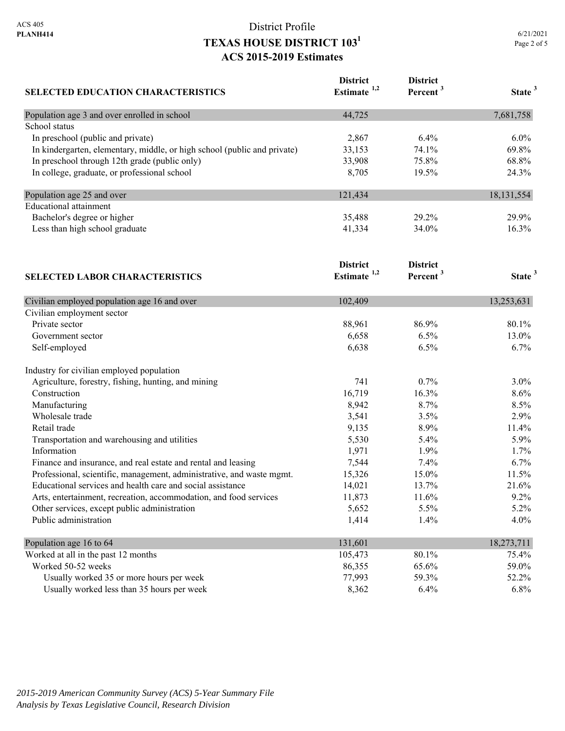ACS 405
**PLANH414**

# District Profile
## TEXAS HOUSE DISTRICT 103[1]
## ACS 2015-2019 Estimates

| SELECTED EDUCATION CHARACTERISTICS | District Estimate [1,2] | District Percent [3] | State [3] |
|---|---|---|---|
| Population age 3 and over enrolled in school | 44,725 | | 7,681,758 |
| School status | | | |
| In preschool (public and private) | 2,867 | 6.4% | 6.0% |
| In kindergarten, elementary, middle, or high school (public and private) | 33,153 | 74.1% | 69.8% |
| In preschool through 12th grade (public only) | 33,908 | 75.8% | 68.8% |
| In college, graduate, or professional school | 8,705 | 19.5% | 24.3% |
| Population age 25 and over | 121,434 | | 18,131,554 |
| Educational attainment | | | |
| Bachelor's degree or higher | 35,488 | 29.2% | 29.9% |
| Less than high school graduate | 41,334 | 34.0% | 16.3% |

| SELECTED LABOR CHARACTERISTICS | District Estimate [1,2] | District Percent [3] | State [3] |
|---|---|---|---|
| Civilian employed population age 16 and over | 102,409 | | 13,253,631 |
| Civilian employment sector | | | |
| Private sector | 88,961 | 86.9% | 80.1% |
| Government sector | 6,658 | 6.5% | 13.0% |
| Self-employed | 6,638 | 6.5% | 6.7% |
| Industry for civilian employed population | | | |
| Agriculture, forestry, fishing, hunting, and mining | 741 | 0.7% | 3.0% |
| Construction | 16,719 | 16.3% | 8.6% |
| Manufacturing | 8,942 | 8.7% | 8.5% |
| Wholesale trade | 3,541 | 3.5% | 2.9% |
| Retail trade | 9,135 | 8.9% | 11.4% |
| Transportation and warehousing and utilities | 5,530 | 5.4% | 5.9% |
| Information | 1,971 | 1.9% | 1.7% |
| Finance and insurance, and real estate and rental and leasing | 7,544 | 7.4% | 6.7% |
| Professional, scientific, management, administrative, and waste mgmt. | 15,326 | 15.0% | 11.5% |
| Educational services and health care and social assistance | 14,021 | 13.7% | 21.6% |
| Arts, entertainment, recreation, accommodation, and food services | 11,873 | 11.6% | 9.2% |
| Other services, except public administration | 5,652 | 5.5% | 5.2% |
| Public administration | 1,414 | 1.4% | 4.0% |
| Population age 16 to 64 | 131,601 | | 18,273,711 |
| Worked at all in the past 12 months | 105,473 | 80.1% | 75.4% |
| Worked 50-52 weeks | 86,355 | 65.6% | 59.0% |
| Usually worked 35 or more hours per week | 77,993 | 59.3% | 52.2% |
| Usually worked less than 35 hours per week | 8,362 | 6.4% | 6.8% |

*2015-2019 American Community Survey (ACS) 5-Year Summary File*
*Analysis by Texas Legislative Council, Research Division*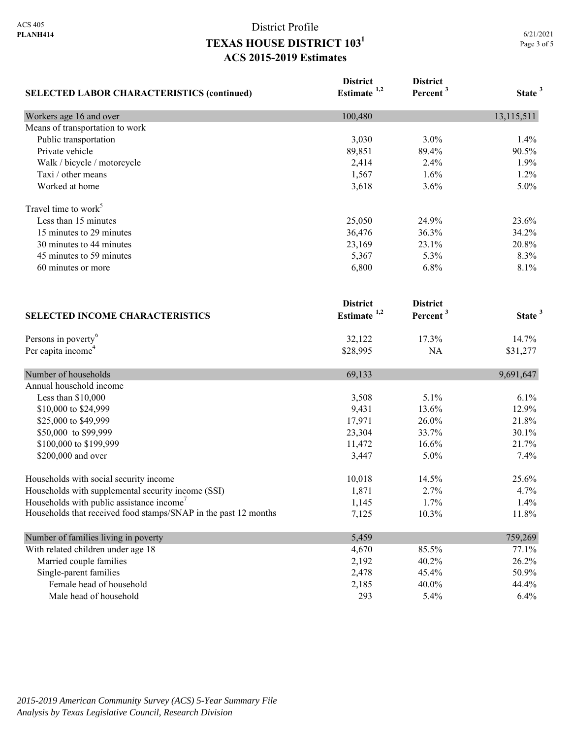# District Profile

## TEXAS HOUSE DISTRICT 103[1]

## ACS 2015-2019 Estimates

| SELECTED LABOR CHARACTERISTICS (continued) | District Estimate [1,2] | District Percent [3] | State [3] |
|---|---|---|---|
| Workers age 16 and over | 100,480 | | 13,115,511 |
| Means of transportation to work | | | |
| Public transportation | 3,030 | 3.0% | 1.4% |
| Private vehicle | 89,851 | 89.4% | 90.5% |
| Walk / bicycle / motorcycle | 2,414 | 2.4% | 1.9% |
| Taxi / other means | 1,567 | 1.6% | 1.2% |
| Worked at home | 3,618 | 3.6% | 5.0% |
| Travel time to work[5] | | | |
| Less than 15 minutes | 25,050 | 24.9% | 23.6% |
| 15 minutes to 29 minutes | 36,476 | 36.3% | 34.2% |
| 30 minutes to 44 minutes | 23,169 | 23.1% | 20.8% |
| 45 minutes to 59 minutes | 5,367 | 5.3% | 8.3% |
| 60 minutes or more | 6,800 | 6.8% | 8.1% |

| SELECTED INCOME CHARACTERISTICS | District Estimate [1,2] | District Percent [3] | State [3] |
|---|---|---|---|
| Persons in poverty[6] | 32,122 | 17.3% | 14.7% |
| Per capita income[4] | $28,995 | NA | $31,277 |
| Number of households | 69,133 | | 9,691,647 |
| Annual household income | | | |
| Less than $10,000 | 3,508 | 5.1% | 6.1% |
| $10,000 to $24,999 | 9,431 | 13.6% | 12.9% |
| $25,000 to $49,999 | 17,971 | 26.0% | 21.8% |
| $50,000 to $99,999 | 23,304 | 33.7% | 30.1% |
| $100,000 to $199,999 | 11,472 | 16.6% | 21.7% |
| $200,000 and over | 3,447 | 5.0% | 7.4% |
| Households with social security income | 10,018 | 14.5% | 25.6% |
| Households with supplemental security income (SSI) | 1,871 | 2.7% | 4.7% |
| Households with public assistance income[7] | 1,145 | 1.7% | 1.4% |
| Households that received food stamps/SNAP in the past 12 months | 7,125 | 10.3% | 11.8% |
| Number of families living in poverty | 5,459 | | 759,269 |
| With related children under age 18 | 4,670 | 85.5% | 77.1% |
| Married couple families | 2,192 | 40.2% | 26.2% |
| Single-parent families | 2,478 | 45.4% | 50.9% |
| Female head of household | 2,185 | 40.0% | 44.4% |
| Male head of household | 293 | 5.4% | 6.4% |

*2015-2019 American Community Survey (ACS) 5-Year Summary File*
*Analysis by Texas Legislative Council, Research Division*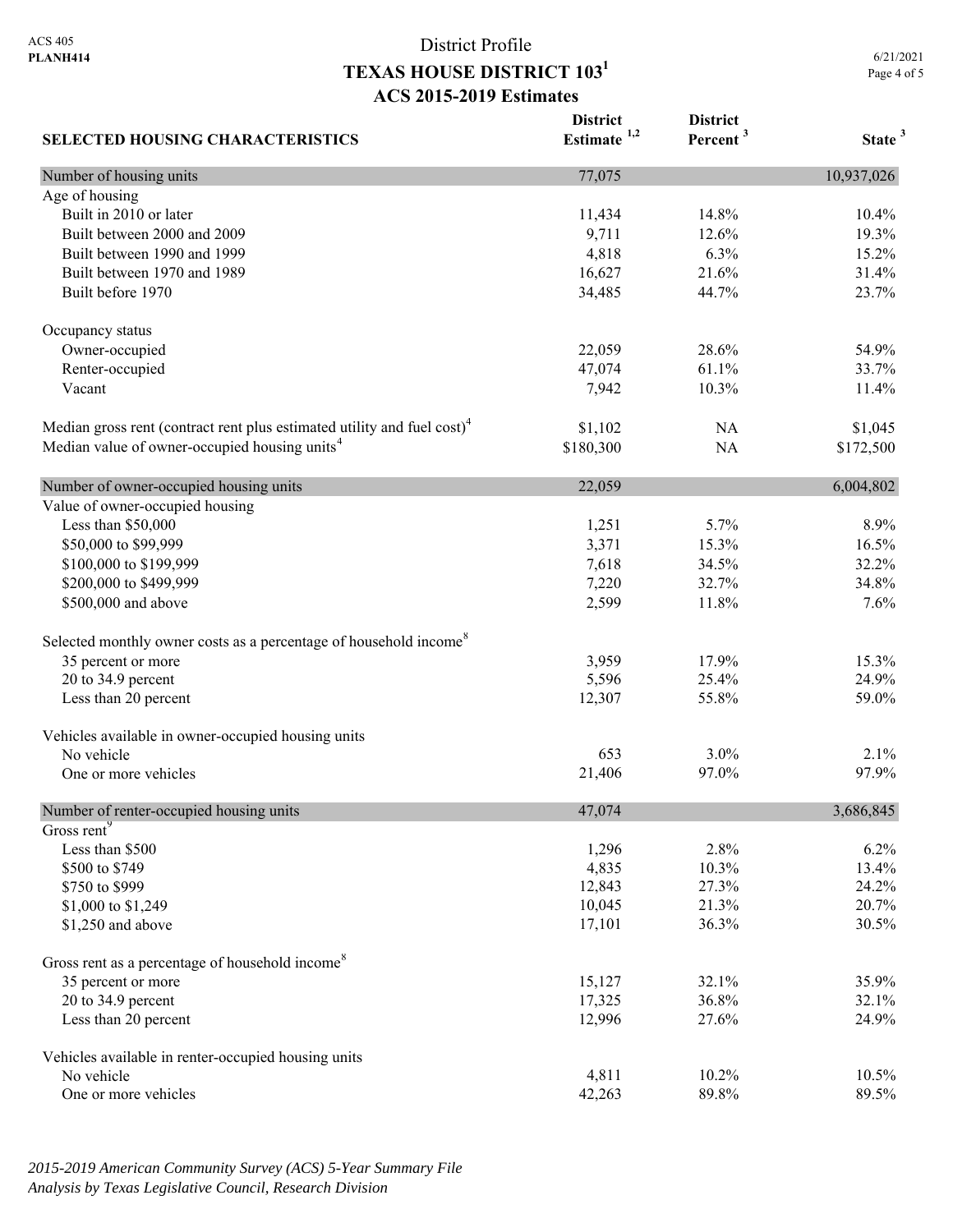ACS 405
**PLANH414**

# District Profile
## TEXAS HOUSE DISTRICT 103[1]
### ACS 2015-2019 Estimates

6/21/2021

| SELECTED HOUSING CHARACTERISTICS | District Estimate [1,2] | District Percent [3] | State [3] |
|---|---|---|---|
| Number of housing units | 77,075 | | 10,937,026 |
| Age of housing | | | |
| Built in 2010 or later | 11,434 | 14.8% | 10.4% |
| Built between 2000 and 2009 | 9,711 | 12.6% | 19.3% |
| Built between 1990 and 1999 | 4,818 | 6.3% | 15.2% |
| Built between 1970 and 1989 | 16,627 | 21.6% | 31.4% |
| Built before 1970 | 34,485 | 44.7% | 23.7% |
| Occupancy status | | | |
| Owner-occupied | 22,059 | 28.6% | 54.9% |
| Renter-occupied | 47,074 | 61.1% | 33.7% |
| Vacant | 7,942 | 10.3% | 11.4% |
| Median gross rent (contract rent plus estimated utility and fuel cost)[4] | $1,102 | NA | $1,045 |
| Median value of owner-occupied housing units[4] | $180,300 | NA | $172,500 |
| Number of owner-occupied housing units | 22,059 | | 6,004,802 |
| Value of owner-occupied housing | | | |
| Less than $50,000 | 1,251 | 5.7% | 8.9% |
| $50,000 to $99,999 | 3,371 | 15.3% | 16.5% |
| $100,000 to $199,999 | 7,618 | 34.5% | 32.2% |
| $200,000 to $499,999 | 7,220 | 32.7% | 34.8% |
| $500,000 and above | 2,599 | 11.8% | 7.6% |
| Selected monthly owner costs as a percentage of household income[8] | | | |
| 35 percent or more | 3,959 | 17.9% | 15.3% |
| 20 to 34.9 percent | 5,596 | 25.4% | 24.9% |
| Less than 20 percent | 12,307 | 55.8% | 59.0% |
| Vehicles available in owner-occupied housing units | | | |
| No vehicle | 653 | 3.0% | 2.1% |
| One or more vehicles | 21,406 | 97.0% | 97.9% |
| Number of renter-occupied housing units | 47,074 | | 3,686,845 |
| Gross rent[9] | | | |
| Less than $500 | 1,296 | 2.8% | 6.2% |
| $500 to $749 | 4,835 | 10.3% | 13.4% |
| $750 to $999 | 12,843 | 27.3% | 24.2% |
| $1,000 to $1,249 | 10,045 | 21.3% | 20.7% |
| $1,250 and above | 17,101 | 36.3% | 30.5% |
| Gross rent as a percentage of household income[8] | | | |
| 35 percent or more | 15,127 | 32.1% | 35.9% |
| 20 to 34.9 percent | 17,325 | 36.8% | 32.1% |
| Less than 20 percent | 12,996 | 27.6% | 24.9% |
| Vehicles available in renter-occupied housing units | | | |
| No vehicle | 4,811 | 10.2% | 10.5% |
| One or more vehicles | 42,263 | 89.8% | 89.5% |

*2015-2019 American Community Survey (ACS) 5-Year Summary File*
*Analysis by Texas Legislative Council, Research Division*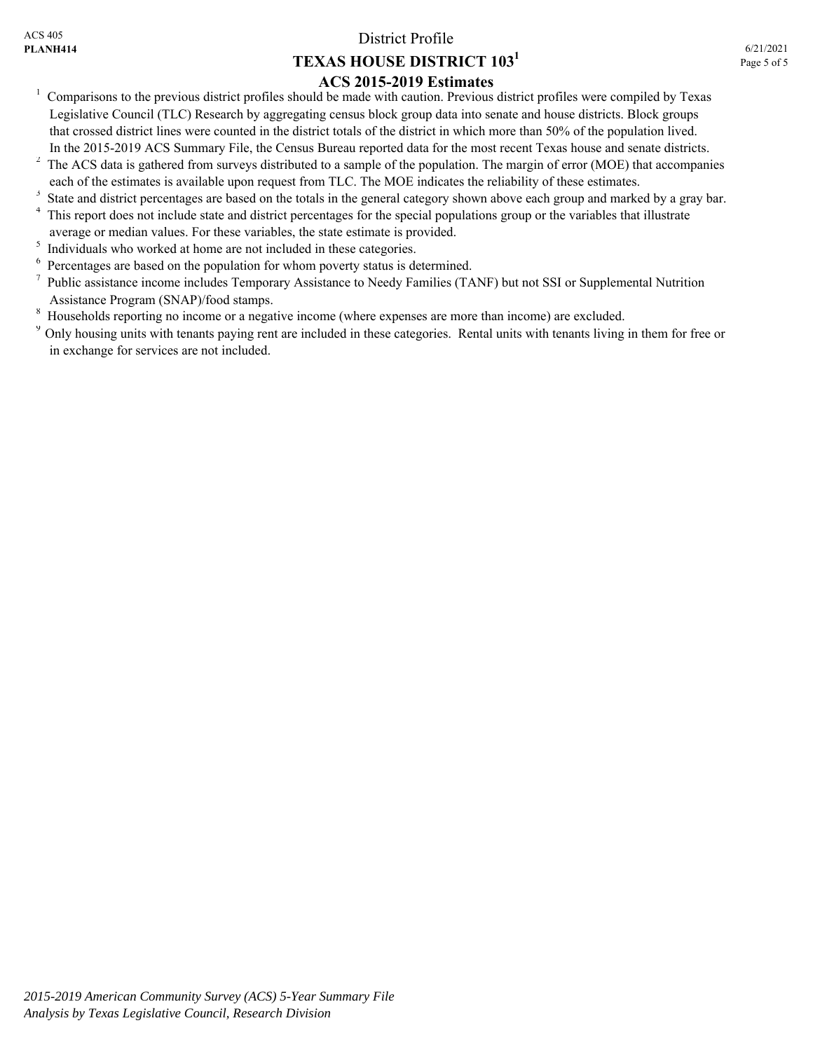District Profile

# TEXAS HOUSE DISTRICT 103[1]

## ACS 2015-2019 Estimates

[1] Comparisons to the previous district profiles should be made with caution. Previous district profiles were compiled by Texas Legislative Council (TLC) Research by aggregating census block group data into senate and house districts. Block groups that crossed district lines were counted in the district totals of the district in which more than 50% of the population lived. In the 2015-2019 ACS Summary File, the Census Bureau reported data for the most recent Texas house and senate districts.

[2] The ACS data is gathered from surveys distributed to a sample of the population. The margin of error (MOE) that accompanies each of the estimates is available upon request from TLC. The MOE indicates the reliability of these estimates.

[3] State and district percentages are based on the totals in the general category shown above each group and marked by a gray bar.

[4] This report does not include state and district percentages for the special populations group or the variables that illustrate average or median values. For these variables, the state estimate is provided.

[5] Individuals who worked at home are not included in these categories.

[6] Percentages are based on the population for whom poverty status is determined.

[7] Public assistance income includes Temporary Assistance to Needy Families (TANF) but not SSI or Supplemental Nutrition Assistance Program (SNAP)/food stamps.

[8] Households reporting no income or a negative income (where expenses are more than income) are excluded.

[9] Only housing units with tenants paying rent are included in these categories. Rental units with tenants living in them for free or in exchange for services are not included.

*2015-2019 American Community Survey (ACS) 5-Year Summary File*
*Analysis by Texas Legislative Council, Research Division*